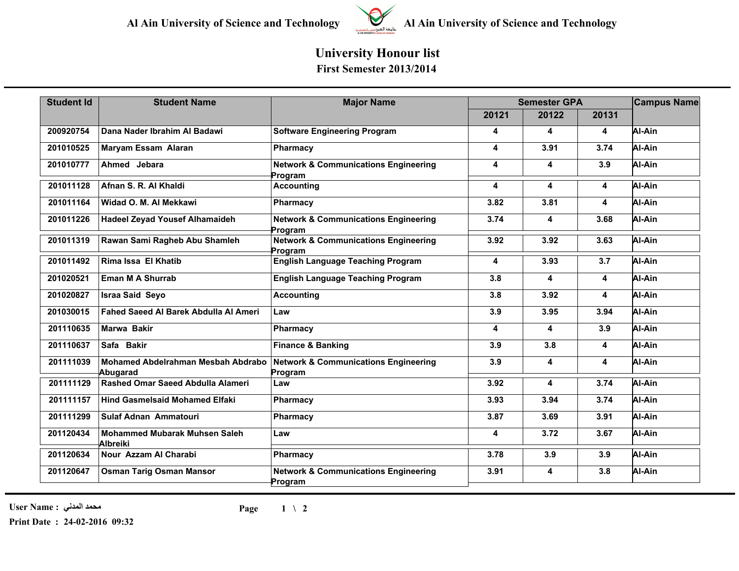# Al Ain University of Science and Technology

## University Honour list

### First Semester 2013/2014

| Student Id | Student Name | Major Name | Semester GPA | | | Campus Name |
|---|---|---|---|---|---|---|
| | | | 20121 | 20122 | 20131 | |
| 200920754 | Dana Nader Ibrahim Al Badawi | Software Engineering Program | 4 | 4 | 4 | Al-Ain |
| 201010525 | Maryam Essam Alaran | Pharmacy | 4 | 3.91 | 3.74 | Al-Ain |
| 201010777 | Ahmed Jebara | Network & Communications Engineering Program | 4 | 4 | 3.9 | Al-Ain |
| 201011128 | Afnan S. R. Al Khaldi | Accounting | 4 | 4 | 4 | Al-Ain |
| 201011164 | Widad O. M. Al Mekkawi | Pharmacy | 3.82 | 3.81 | 4 | Al-Ain |
| 201011226 | Hadeel Zeyad Yousef Alhamaideh | Network & Communications Engineering Program | 3.74 | 4 | 3.68 | Al-Ain |
| 201011319 | Rawan Sami Ragheb Abu Shamleh | Network & Communications Engineering Program | 3.92 | 3.92 | 3.63 | Al-Ain |
| 201011492 | Rima Issa El Khatib | English Language Teaching Program | 4 | 3.93 | 3.7 | Al-Ain |
| 201020521 | Eman M A Shurrab | English Language Teaching Program | 3.8 | 4 | 4 | Al-Ain |
| 201020827 | Israa Said Seyo | Accounting | 3.8 | 3.92 | 4 | Al-Ain |
| 201030015 | Fahed Saeed Al Barek Abdulla Al Ameri | Law | 3.9 | 3.95 | 3.94 | Al-Ain |
| 201110635 | Marwa Bakir | Pharmacy | 4 | 4 | 3.9 | Al-Ain |
| 201110637 | Safa Bakir | Finance & Banking | 3.9 | 3.8 | 4 | Al-Ain |
| 201111039 | Mohamed Abdelrahman Mesbah Abdrabo Abugarad | Network & Communications Engineering Program | 3.9 | 4 | 4 | Al-Ain |
| 201111129 | Rashed Omar Saeed Abdulla Alameri | Law | 3.92 | 4 | 3.74 | Al-Ain |
| 201111157 | Hind Gasmelsaid Mohamed Elfaki | Pharmacy | 3.93 | 3.94 | 3.74 | Al-Ain |
| 201111299 | Sulaf Adnan Ammatouri | Pharmacy | 3.87 | 3.69 | 3.91 | Al-Ain |
| 201120434 | Mohammed Mubarak Muhsen Saleh Albreiki | Law | 4 | 3.72 | 3.67 | Al-Ain |
| 201120634 | Nour Azzam Al Charabi | Pharmacy | 3.78 | 3.9 | 3.9 | Al-Ain |
| 201120647 | Osman Tarig Osman Mansor | Network & Communications Engineering Program | 3.91 | 4 | 3.8 | Al-Ain |

User Name : محمد المدني

Print Date : 24-02-2016 09:32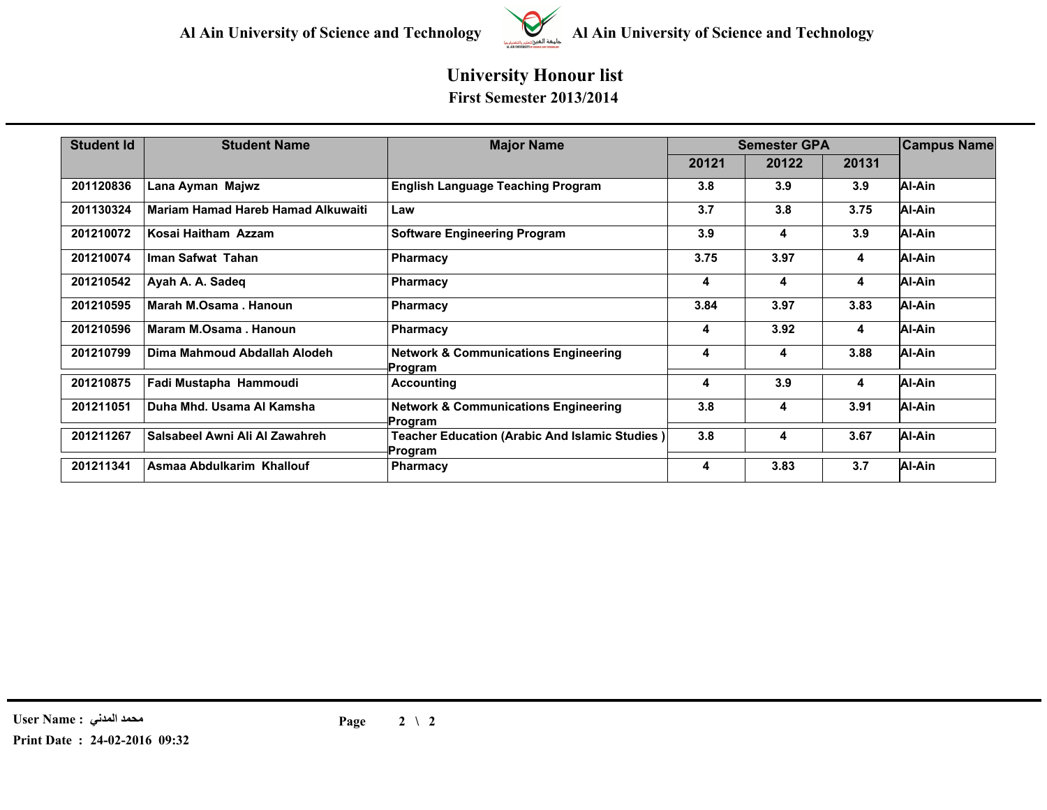# University Honour list

## First Semester 2013/2014

| Student Id | Student Name | Major Name | Semester GPA | | | Campus Name |
|---|---|---|---|---|---|---|
| | | | 20121 | 20122 | 20131 | |
| 201120836 | Lana Ayman Majwz | English Language Teaching Program | 3.8 | 3.9 | 3.9 | Al-Ain |
| 201130324 | Mariam Hamad Hareb Hamad Alkuwaiti | Law | 3.7 | 3.8 | 3.75 | Al-Ain |
| 201210072 | Kosai Haitham Azzam | Software Engineering Program | 3.9 | 4 | 3.9 | Al-Ain |
| 201210074 | Iman Safwat Tahan | Pharmacy | 3.75 | 3.97 | 4 | Al-Ain |
| 201210542 | Ayah A. A. Sadeq | Pharmacy | 4 | 4 | 4 | Al-Ain |
| 201210595 | Marah M.Osama . Hanoun | Pharmacy | 3.84 | 3.97 | 3.83 | Al-Ain |
| 201210596 | Maram M.Osama . Hanoun | Pharmacy | 4 | 3.92 | 4 | Al-Ain |
| 201210799 | Dima Mahmoud Abdallah Alodeh | Network & Communications Engineering Program | 4 | 4 | 3.88 | Al-Ain |
| 201210875 | Fadi Mustapha Hammoudi | Accounting | 4 | 3.9 | 4 | Al-Ain |
| 201211051 | Duha Mhd. Usama Al Kamsha | Network & Communications Engineering Program | 3.8 | 4 | 3.91 | Al-Ain |
| 201211267 | Salsabeel Awni Ali Al Zawahreh | Teacher Education (Arabic And Islamic Studies ) Program | 3.8 | 4 | 3.67 | Al-Ain |
| 201211341 | Asmaa Abdulkarim Khallouf | Pharmacy | 4 | 3.83 | 3.7 | Al-Ain |

User Name : محمد المدني

Print Date : 24-02-2016 09:32